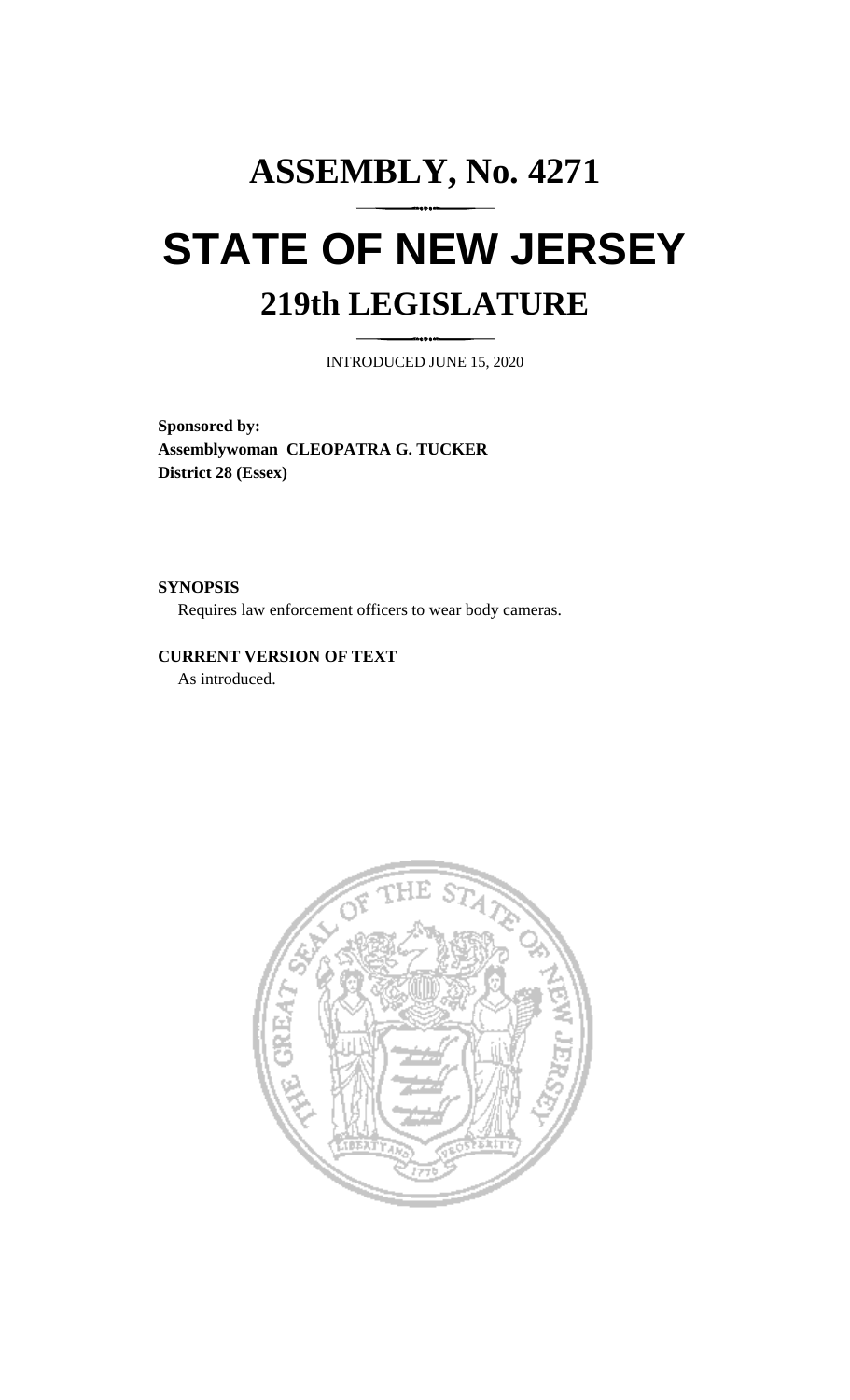# ASSEMBLY, No. 4271

# STATE OF NEW JERSEY

## 219th LEGISLATURE

INTRODUCED JUNE 15, 2020

**Sponsored by:**
**Assemblywoman CLEOPATRA G. TUCKER**
**District 28 (Essex)**

**SYNOPSIS**

Requires law enforcement officers to wear body cameras.

**CURRENT VERSION OF TEXT**

As introduced.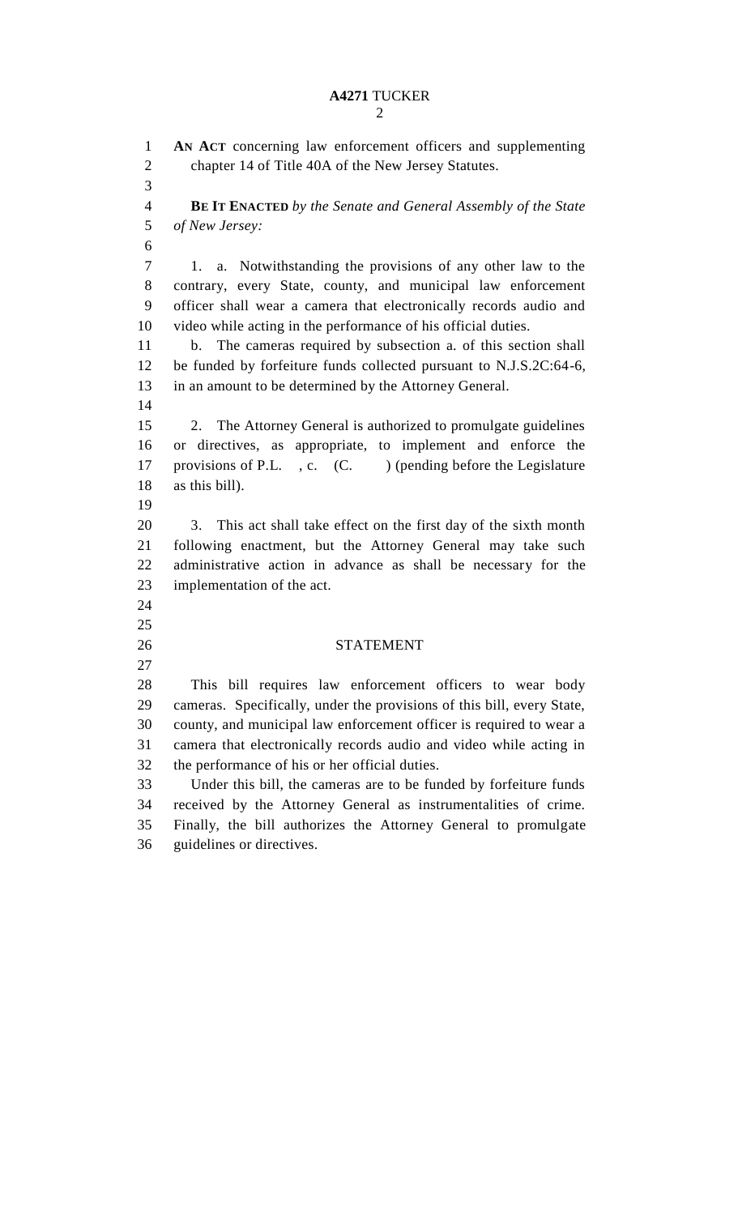**AN ACT** concerning law enforcement officers and supplementing chapter 14 of Title 40A of the New Jersey Statutes.

**BE IT ENACTED** *by the Senate and General Assembly of the State of New Jersey:*

1. a. Notwithstanding the provisions of any other law to the contrary, every State, county, and municipal law enforcement officer shall wear a camera that electronically records audio and video while acting in the performance of his official duties.

b. The cameras required by subsection a. of this section shall be funded by forfeiture funds collected pursuant to N.J.S.2C:64-6, in an amount to be determined by the Attorney General.

2. The Attorney General is authorized to promulgate guidelines or directives, as appropriate, to implement and enforce the provisions of P.L. , c. (C. ) (pending before the Legislature as this bill).

3. This act shall take effect on the first day of the sixth month following enactment, but the Attorney General may take such administrative action in advance as shall be necessary for the implementation of the act.

## STATEMENT

This bill requires law enforcement officers to wear body cameras. Specifically, under the provisions of this bill, every State, county, and municipal law enforcement officer is required to wear a camera that electronically records audio and video while acting in the performance of his or her official duties.

Under this bill, the cameras are to be funded by forfeiture funds received by the Attorney General as instrumentalities of crime. Finally, the bill authorizes the Attorney General to promulgate guidelines or directives.